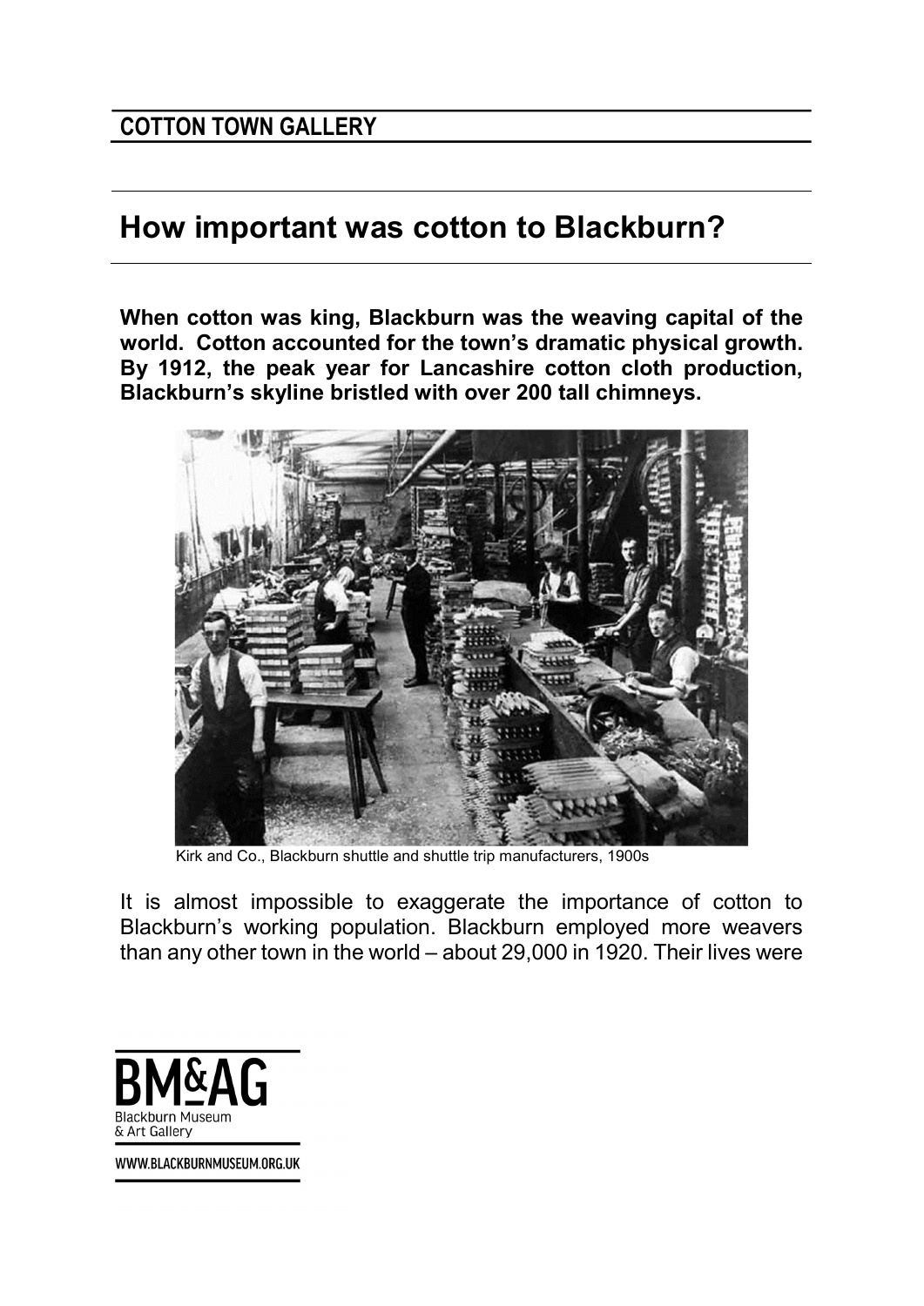## COTTON TOWN GALLERY

# How important was cotton to Blackburn?

**When cotton was king, Blackburn was the weaving capital of the world. Cotton accounted for the town's dramatic physical growth. By 1912, the peak year for Lancashire cotton cloth production, Blackburn's skyline bristled with over 200 tall chimneys.**

Kirk and Co., Blackburn shuttle and shuttle trip manufacturers, 1900s

It is almost impossible to exaggerate the importance of cotton to Blackburn's working population. Blackburn employed more weavers than any other town in the world – about 29,000 in 1920. Their lives were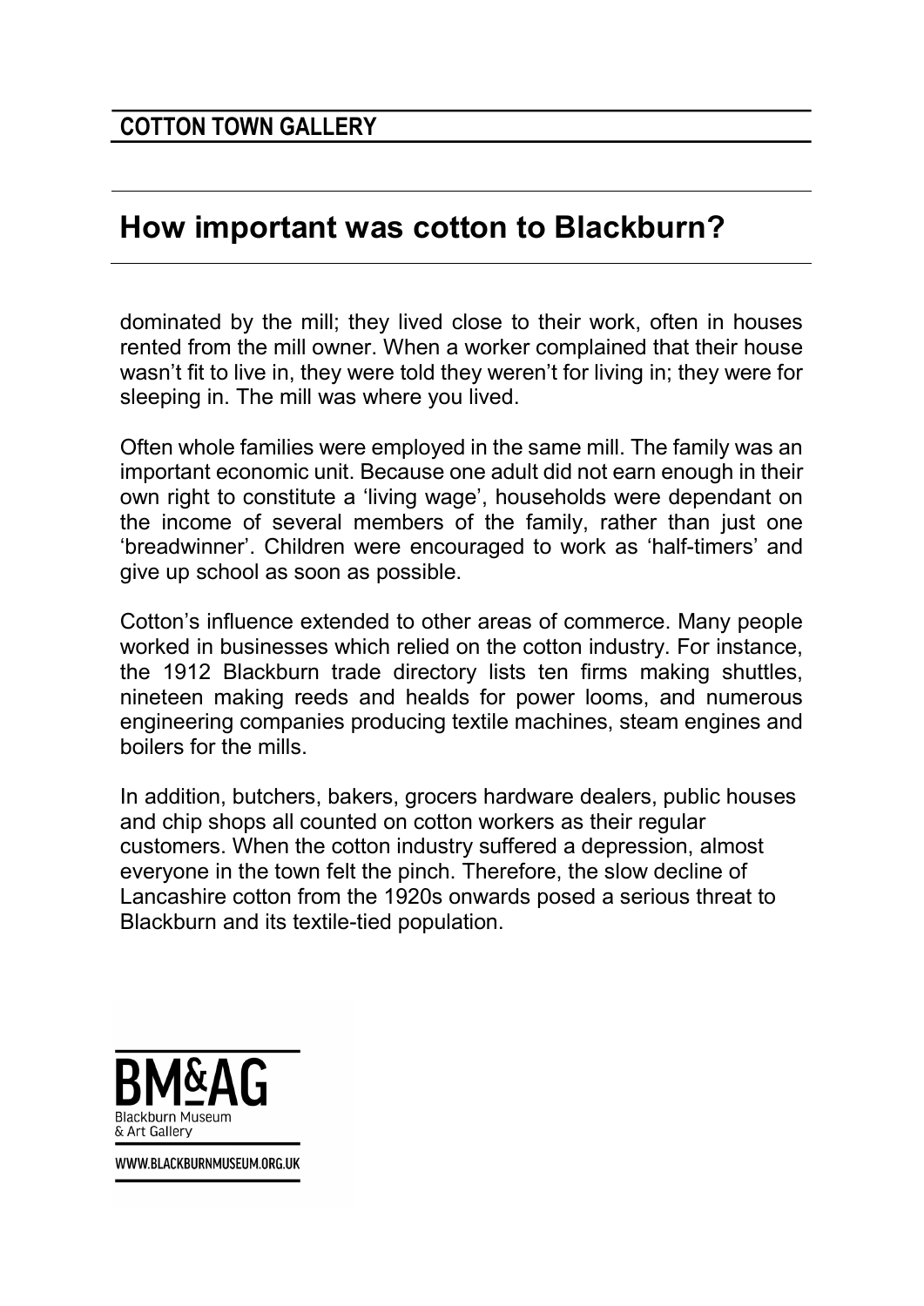## How important was cotton to Blackburn?

dominated by the mill; they lived close to their work, often in houses rented from the mill owner. When a worker complained that their house wasn't fit to live in, they were told they weren't for living in; they were for sleeping in. The mill was where you lived.

Often whole families were employed in the same mill. The family was an important economic unit. Because one adult did not earn enough in their own right to constitute a 'living wage', households were dependant on the income of several members of the family, rather than just one 'breadwinner'. Children were encouraged to work as 'half-timers' and give up school as soon as possible.

Cotton's influence extended to other areas of commerce. Many people worked in businesses which relied on the cotton industry. For instance, the 1912 Blackburn trade directory lists ten firms making shuttles, nineteen making reeds and healds for power looms, and numerous engineering companies producing textile machines, steam engines and boilers for the mills.

In addition, butchers, bakers, grocers hardware dealers, public houses and chip shops all counted on cotton workers as their regular customers. When the cotton industry suffered a depression, almost everyone in the town felt the pinch. Therefore, the slow decline of Lancashire cotton from the 1920s onwards posed a serious threat to Blackburn and its textile-tied population.

BM&AG
Blackburn Museum & Art Gallery

WWW.BLACKBURNMUSEUM.ORG.UK